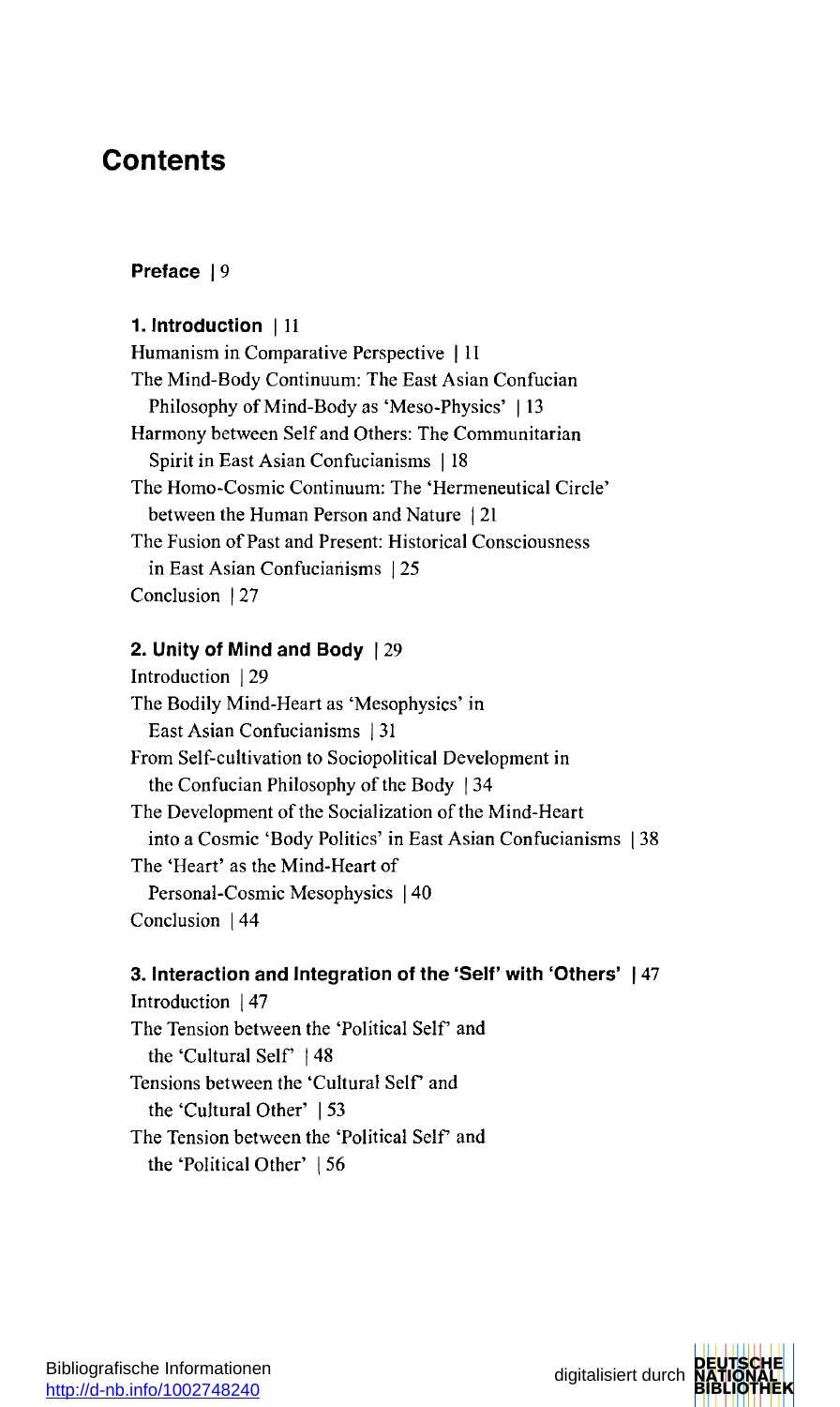# Contents

**Preface** | 9

**1. Introduction** | 11

Humanism in Comparative Perspective | 11

The Mind-Body Continuum: The East Asian Confucian Philosophy of Mind-Body as 'Meso-Physics' | 13

Harmony between Self and Others: The Communitarian Spirit in East Asian Confucianisms | 18

The Homo-Cosmic Continuum: The 'Hermeneutical Circle' between the Human Person and Nature | 21

The Fusion of Past and Present: Historical Consciousness in East Asian Confucianisms | 25

Conclusion | 27

**2. Unity of Mind and Body** | 29

Introduction | 29

The Bodily Mind-Heart as 'Mesophysics' in East Asian Confucianisms | 31

From Self-cultivation to Sociopolitical Development in the Confucian Philosophy of the Body | 34

The Development of the Socialization of the Mind-Heart into a Cosmic 'Body Politics' in East Asian Confucianisms | 38

The 'Heart' as the Mind-Heart of Personal-Cosmic Mesophysics | 40

Conclusion | 44

**3. Interaction and Integration of the 'Self' with 'Others'** | 47

Introduction | 47

The Tension between the 'Political Self' and the 'Cultural Self' | 48

Tensions between the 'Cultural Self' and the 'Cultural Other' | 53

The Tension between the 'Political Self' and the 'Political Other' | 56

Bibliografische Informationen
http://d-nb.info/1002748240

digitalisiert durch DEUTSCHE NATIONAL BIBLIOTHEK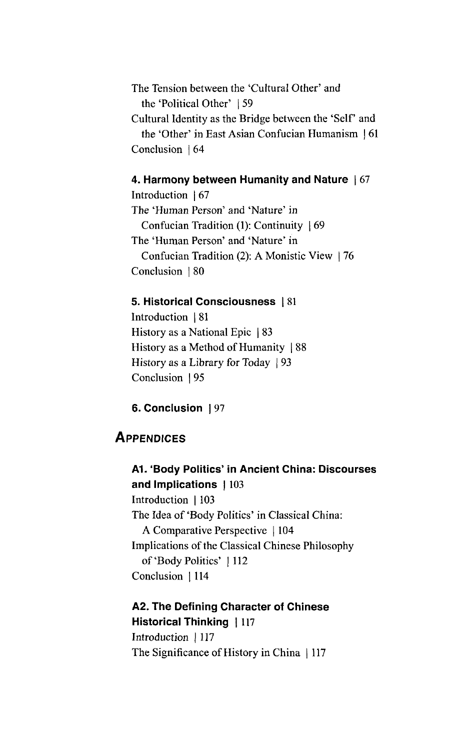The Tension between the 'Cultural Other' and the 'Political Other' | 59

Cultural Identity as the Bridge between the 'Self' and the 'Other' in East Asian Confucian Humanism | 61

Conclusion | 64

**4. Harmony between Humanity and Nature | 67**

Introduction | 67

The 'Human Person' and 'Nature' in Confucian Tradition (1): Continuity | 69

The 'Human Person' and 'Nature' in Confucian Tradition (2): A Monistic View | 76

Conclusion | 80

**5. Historical Consciousness | 81**

Introduction | 81

History as a National Epic | 83

History as a Method of Humanity | 88

History as a Library for Today | 93

Conclusion | 95

**6. Conclusion | 97**

## Appendices

**A1. 'Body Politics' in Ancient China: Discourses and Implications | 103**

Introduction | 103

The Idea of 'Body Politics' in Classical China: A Comparative Perspective | 104

Implications of the Classical Chinese Philosophy of 'Body Politics' | 112

Conclusion | 114

**A2. The Defining Character of Chinese Historical Thinking | 117**

Introduction | 117

The Significance of History in China | 117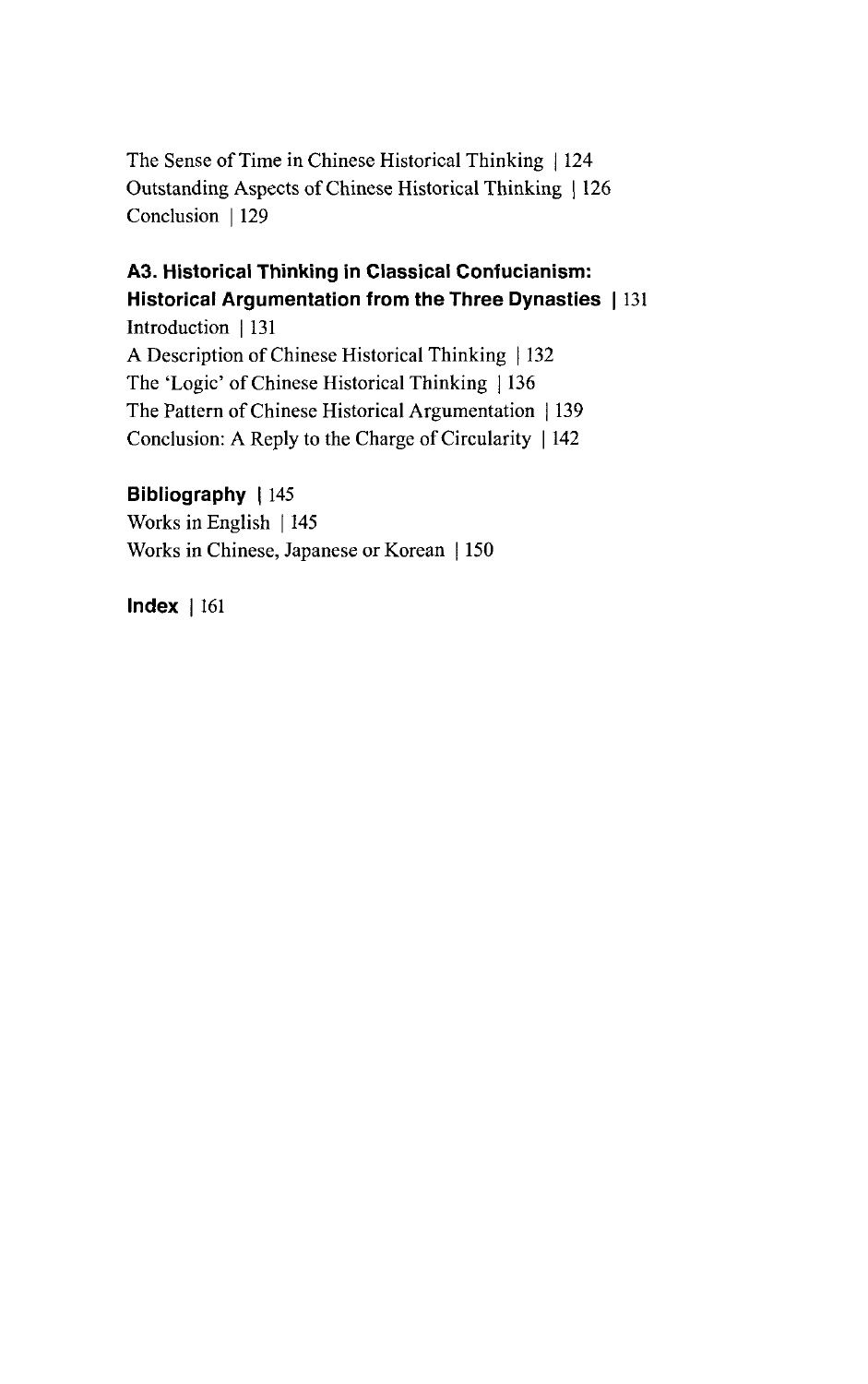The Sense of Time in Chinese Historical Thinking | 124
Outstanding Aspects of Chinese Historical Thinking | 126
Conclusion | 129

**A3. Historical Thinking in Classical Confucianism: Historical Argumentation from the Three Dynasties** | 131
Introduction | 131
A Description of Chinese Historical Thinking | 132
The 'Logic' of Chinese Historical Thinking | 136
The Pattern of Chinese Historical Argumentation | 139
Conclusion: A Reply to the Charge of Circularity | 142

**Bibliography** | 145
Works in English | 145
Works in Chinese, Japanese or Korean | 150

**Index** | 161